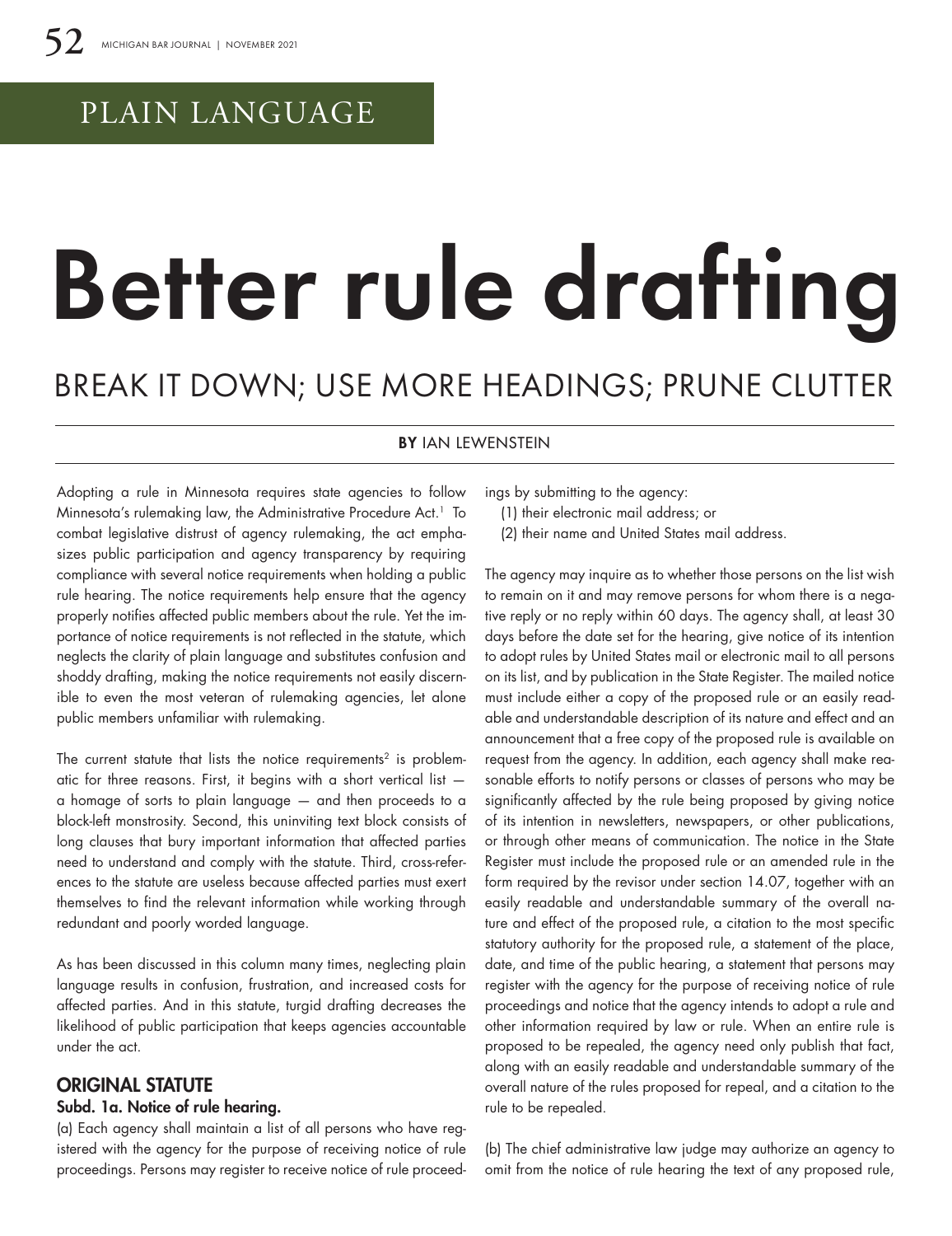PLAIN LANGUAGE

# Better rule drafting

## BREAK IT DOWN; USE MORE HEADINGS; PRUNE CLUTTER

**BY** IAN LEWENSTEIN

Adopting a rule in Minnesota requires state agencies to follow Minnesota's rulemaking law, the Administrative Procedure Act.[1] To combat legislative distrust of agency rulemaking, the act emphasizes public participation and agency transparency by requiring compliance with several notice requirements when holding a public rule hearing. The notice requirements help ensure that the agency properly notifies affected public members about the rule. Yet the importance of notice requirements is not reflected in the statute, which neglects the clarity of plain language and substitutes confusion and shoddy drafting, making the notice requirements not easily discernible to even the most veteran of rulemaking agencies, let alone public members unfamiliar with rulemaking.

The current statute that lists the notice requirements[2] is problematic for three reasons. First, it begins with a short vertical list — a homage of sorts to plain language — and then proceeds to a block-left monstrosity. Second, this uninviting text block consists of long clauses that bury important information that affected parties need to understand and comply with the statute. Third, cross-references to the statute are useless because affected parties must exert themselves to find the relevant information while working through redundant and poorly worded language.

As has been discussed in this column many times, neglecting plain language results in confusion, frustration, and increased costs for affected parties. And in this statute, turgid drafting decreases the likelihood of public participation that keeps agencies accountable under the act.

### ORIGINAL STATUTE

**Subd. 1a. Notice of rule hearing.**

(a) Each agency shall maintain a list of all persons who have registered with the agency for the purpose of receiving notice of rule proceedings. Persons may register to receive notice of rule proceedings by submitting to the agency:

(1) their electronic mail address; or

(2) their name and United States mail address.

The agency may inquire as to whether those persons on the list wish to remain on it and may remove persons for whom there is a negative reply or no reply within 60 days. The agency shall, at least 30 days before the date set for the hearing, give notice of its intention to adopt rules by United States mail or electronic mail to all persons on its list, and by publication in the State Register. The mailed notice must include either a copy of the proposed rule or an easily readable and understandable description of its nature and effect and an announcement that a free copy of the proposed rule is available on request from the agency. In addition, each agency shall make reasonable efforts to notify persons or classes of persons who may be significantly affected by the rule being proposed by giving notice of its intention in newsletters, newspapers, or other publications, or through other means of communication. The notice in the State Register must include the proposed rule or an amended rule in the form required by the revisor under section 14.07, together with an easily readable and understandable summary of the overall nature and effect of the proposed rule, a citation to the most specific statutory authority for the proposed rule, a statement of the place, date, and time of the public hearing, a statement that persons may register with the agency for the purpose of receiving notice of rule proceedings and notice that the agency intends to adopt a rule and other information required by law or rule. When an entire rule is proposed to be repealed, the agency need only publish that fact, along with an easily readable and understandable summary of the overall nature of the rules proposed for repeal, and a citation to the rule to be repealed.

(b) The chief administrative law judge may authorize an agency to omit from the notice of rule hearing the text of any proposed rule,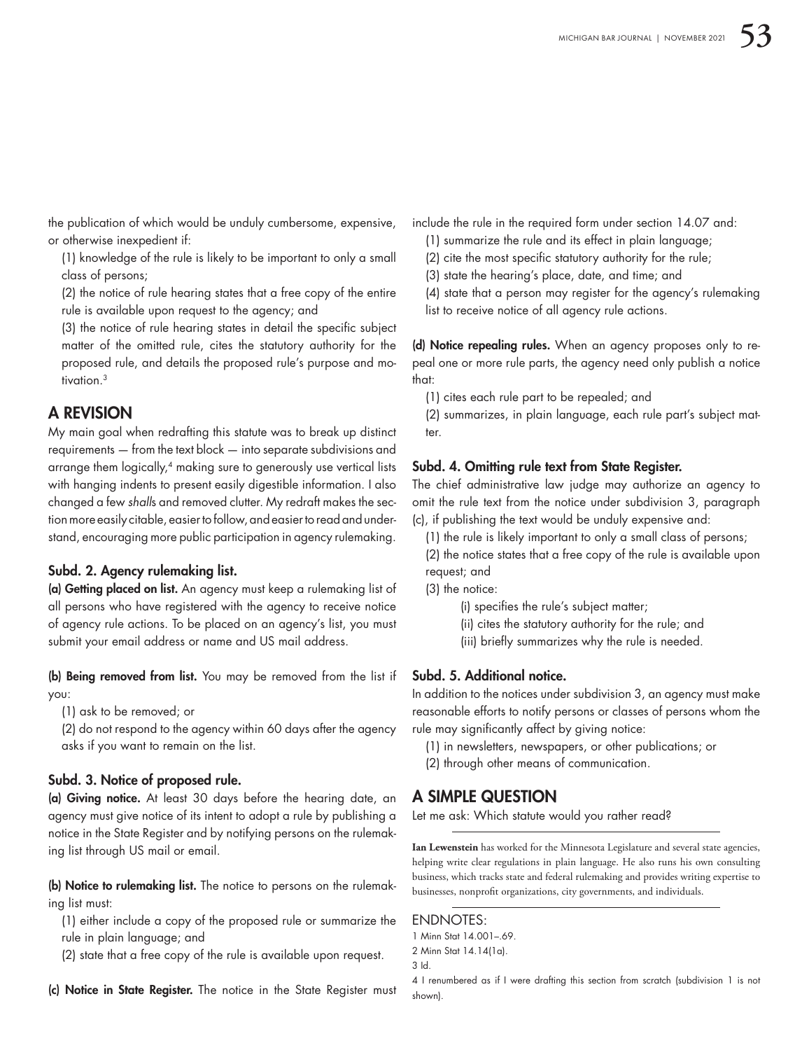the publication of which would be unduly cumbersome, expensive, or otherwise inexpedient if:

(1) knowledge of the rule is likely to be important to only a small class of persons;

(2) the notice of rule hearing states that a free copy of the entire rule is available upon request to the agency; and

(3) the notice of rule hearing states in detail the specific subject matter of the omitted rule, cites the statutory authority for the proposed rule, and details the proposed rule's purpose and motivation.[3]

## A REVISION

My main goal when redrafting this statute was to break up distinct requirements — from the text block — into separate subdivisions and arrange them logically,[4] making sure to generously use vertical lists with hanging indents to present easily digestible information. I also changed a few *shall*s and removed clutter. My redraft makes the section more easily citable, easier to follow, and easier to read and understand, encouraging more public participation in agency rulemaking.

### Subd. 2. Agency rulemaking list.

**(a) Getting placed on list.** An agency must keep a rulemaking list of all persons who have registered with the agency to receive notice of agency rule actions. To be placed on an agency's list, you must submit your email address or name and US mail address.

**(b) Being removed from list.** You may be removed from the list if you:

(1) ask to be removed; or

(2) do not respond to the agency within 60 days after the agency asks if you want to remain on the list.

### Subd. 3. Notice of proposed rule.

**(a) Giving notice.** At least 30 days before the hearing date, an agency must give notice of its intent to adopt a rule by publishing a notice in the State Register and by notifying persons on the rulemaking list through US mail or email.

**(b) Notice to rulemaking list.** The notice to persons on the rulemaking list must:

(1) either include a copy of the proposed rule or summarize the rule in plain language; and

(2) state that a free copy of the rule is available upon request.

**(c) Notice in State Register.** The notice in the State Register must include the rule in the required form under section 14.07 and:

(1) summarize the rule and its effect in plain language;

(2) cite the most specific statutory authority for the rule;

(3) state the hearing's place, date, and time; and

(4) state that a person may register for the agency's rulemaking list to receive notice of all agency rule actions.

**(d) Notice repealing rules.** When an agency proposes only to repeal one or more rule parts, the agency need only publish a notice that:

(1) cites each rule part to be repealed; and

(2) summarizes, in plain language, each rule part's subject matter.

### Subd. 4. Omitting rule text from State Register.

The chief administrative law judge may authorize an agency to omit the rule text from the notice under subdivision 3, paragraph (c), if publishing the text would be unduly expensive and:

(1) the rule is likely important to only a small class of persons;

(2) the notice states that a free copy of the rule is available upon request; and

(3) the notice:

(i) specifies the rule's subject matter;

(ii) cites the statutory authority for the rule; and

(iii) briefly summarizes why the rule is needed.

### Subd. 5. Additional notice.

In addition to the notices under subdivision 3, an agency must make reasonable efforts to notify persons or classes of persons whom the rule may significantly affect by giving notice:

(1) in newsletters, newspapers, or other publications; or

(2) through other means of communication.

## A SIMPLE QUESTION

Let me ask: Which statute would you rather read?

---

**Ian Lewenstein** has worked for the Minnesota Legislature and several state agencies, helping write clear regulations in plain language. He also runs his own consulting business, which tracks state and federal rulemaking and provides writing expertise to businesses, nonprofit organizations, city governments, and individuals.

---

ENDNOTES:

1 Minn Stat 14.001–.69.

2 Minn Stat 14.14(1a).

3 Id.

4 I renumbered as if I were drafting this section from scratch (subdivision 1 is not shown).